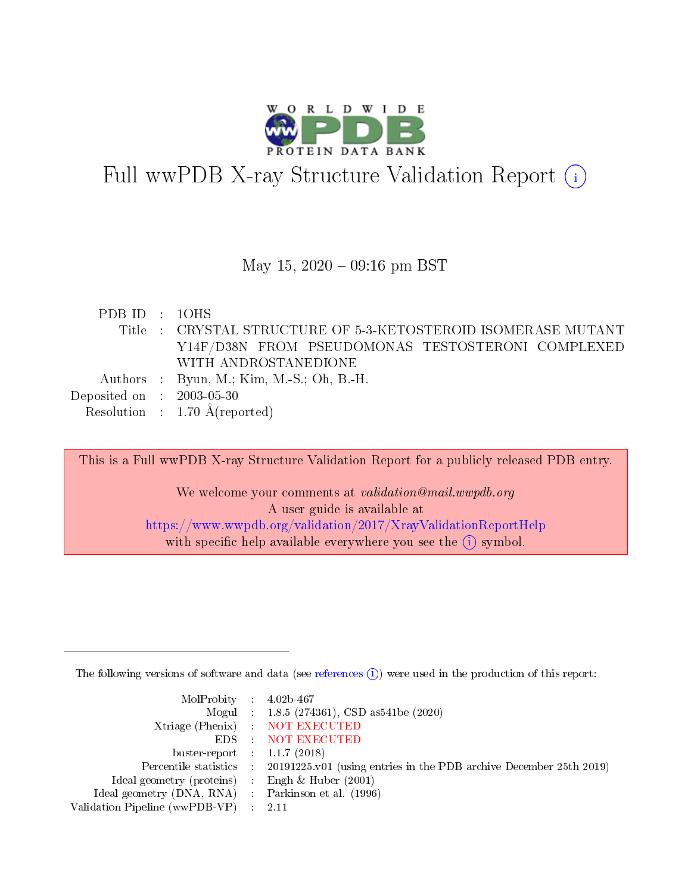# Full wwPDB X-ray Structure Validation Report (i)

May 15, 2020 – 09:16 pm BST

| | | |
|---|---|---|
| PDB ID | : | 1OHS |
| Title | : | CRYSTAL STRUCTURE OF 5-3-KETOSTEROID ISOMERASE MUTANT Y14F/D38N FROM PSEUDOMONAS TESTOSTERONI COMPLEXED WITH ANDROSTANEDIONE |
| Authors | : | Byun, M.; Kim, M.-S.; Oh, B.-H. |
| Deposited on | : | 2003-05-30 |
| Resolution | : | 1.70 Å(reported) |

This is a Full wwPDB X-ray Structure Validation Report for a publicly released PDB entry.

We welcome your comments at *validation@mail.wwpdb.org*
A user guide is available at
https://www.wwpdb.org/validation/2017/XrayValidationReportHelp
with specific help available everywhere you see the (i) symbol.

---

The following versions of software and data (see references (i)) were used in the production of this report:

| | | |
|---|---|---|
| MolProbity | : | 4.02b-467 |
| Mogul | : | 1.8.5 (274361), CSD as541be (2020) |
| Xtriage (Phenix) | : | NOT EXECUTED |
| EDS | : | NOT EXECUTED |
| buster-report | : | 1.1.7 (2018) |
| Percentile statistics | : | 20191225.v01 (using entries in the PDB archive December 25th 2019) |
| Ideal geometry (proteins) | : | Engh & Huber (2001) |
| Ideal geometry (DNA, RNA) | : | Parkinson et al. (1996) |
| Validation Pipeline (wwPDB-VP) | : | 2.11 |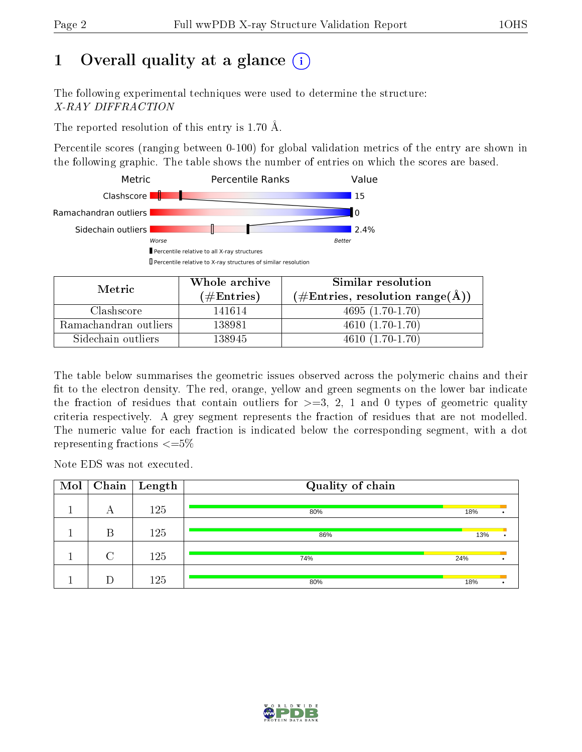# 1 Overall quality at a glance (i)

The following experimental techniques were used to determine the structure:
*X-RAY DIFFRACTION*

The reported resolution of this entry is 1.70 Å.

Percentile scores (ranging between 0-100) for global validation metrics of the entry are shown in the following graphic. The table shows the number of entries on which the scores are based.

| Metric | Value |
|---|---|
| Clashscore | 15 |
| Ramachandran outliers | 0 |
| Sidechain outliers | 2.4% |

Worse — Better

▮ Percentile relative to all X-ray structures
▯ Percentile relative to X-ray structures of similar resolution

| Metric | Whole archive (#Entries) | Similar resolution (#Entries, resolution range(Å)) |
|---|---|---|
| Clashscore | 141614 | 4695 (1.70-1.70) |
| Ramachandran outliers | 138981 | 4610 (1.70-1.70) |
| Sidechain outliers | 138945 | 4610 (1.70-1.70) |

The table below summarises the geometric issues observed across the polymeric chains and their fit to the electron density. The red, orange, yellow and green segments on the lower bar indicate the fraction of residues that contain outliers for >=3, 2, 1 and 0 types of geometric quality criteria respectively. A grey segment represents the fraction of residues that are not modelled. The numeric value for each fraction is indicated below the corresponding segment, with a dot representing fractions <=5%

Note EDS was not executed.

| Mol | Chain | Length | Quality of chain |
|---|---|---|---|
| 1 | A | 125 | 80% / 18% / • |
| 1 | B | 125 | 86% / 13% / • |
| 1 | C | 125 | 74% / 24% / • |
| 1 | D | 125 | 80% / 18% / • |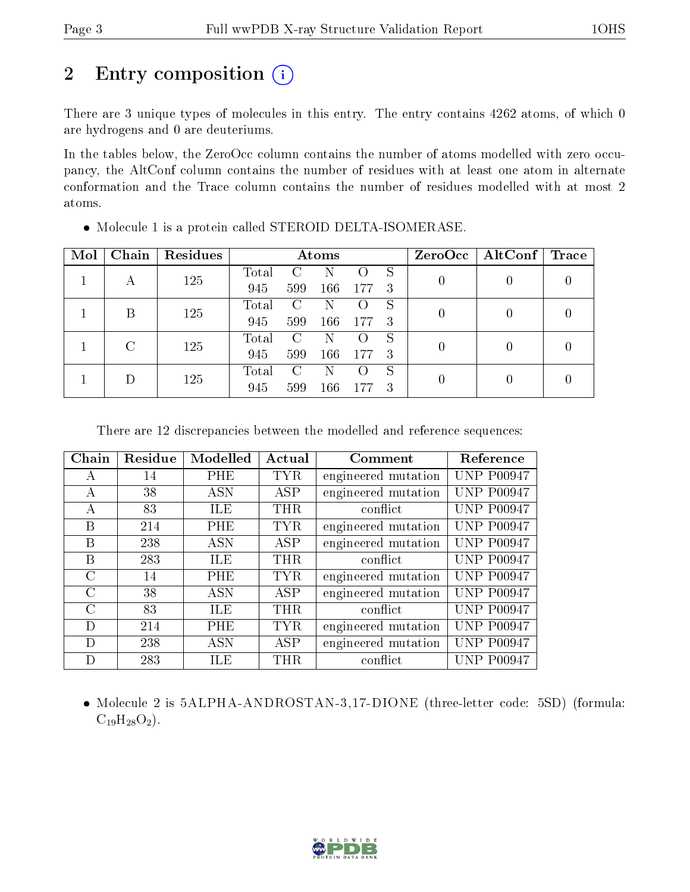# 2 Entry composition

There are 3 unique types of molecules in this entry. The entry contains 4262 atoms, of which 0 are hydrogens and 0 are deuteriums.

In the tables below, the ZeroOcc column contains the number of atoms modelled with zero occupancy, the AltConf column contains the number of residues with at least one atom in alternate conformation and the Trace column contains the number of residues modelled with at most 2 atoms.

- Molecule 1 is a protein called STEROID DELTA-ISOMERASE.

| Mol | Chain | Residues | Atoms | | | | | ZeroOcc | AltConf | Trace |
|---|---|---|---|---|---|---|---|---|---|---|
| 1 | A | 125 | Total 945 | C 599 | N 166 | O 177 | S 3 | 0 | 0 | 0 |
| 1 | B | 125 | Total 945 | C 599 | N 166 | O 177 | S 3 | 0 | 0 | 0 |
| 1 | C | 125 | Total 945 | C 599 | N 166 | O 177 | S 3 | 0 | 0 | 0 |
| 1 | D | 125 | Total 945 | C 599 | N 166 | O 177 | S 3 | 0 | 0 | 0 |

There are 12 discrepancies between the modelled and reference sequences:

| Chain | Residue | Modelled | Actual | Comment | Reference |
|---|---|---|---|---|---|
| A | 14 | PHE | TYR | engineered mutation | UNP P00947 |
| A | 38 | ASN | ASP | engineered mutation | UNP P00947 |
| A | 83 | ILE | THR | conflict | UNP P00947 |
| B | 214 | PHE | TYR | engineered mutation | UNP P00947 |
| B | 238 | ASN | ASP | engineered mutation | UNP P00947 |
| B | 283 | ILE | THR | conflict | UNP P00947 |
| C | 14 | PHE | TYR | engineered mutation | UNP P00947 |
| C | 38 | ASN | ASP | engineered mutation | UNP P00947 |
| C | 83 | ILE | THR | conflict | UNP P00947 |
| D | 214 | PHE | TYR | engineered mutation | UNP P00947 |
| D | 238 | ASN | ASP | engineered mutation | UNP P00947 |
| D | 283 | ILE | THR | conflict | UNP P00947 |

- Molecule 2 is 5ALPHA-ANDROSTAN-3,17-DIONE (three-letter code: 5SD) (formula: $C_{19}H_{28}O_2$).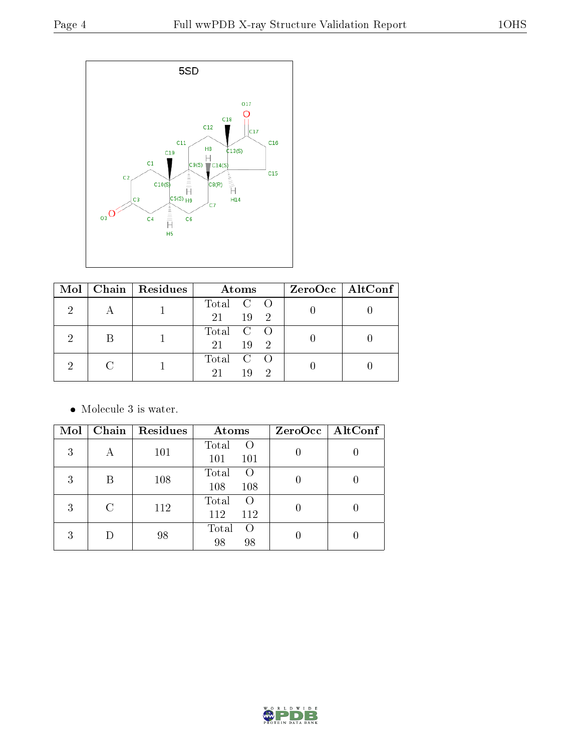5SD

| Mol | Chain | Residues | Atoms | | | ZeroOcc | AltConf |
|---|---|---|---|---|---|---|---|
| | | | Total | C | O | | |
| 2 | A | 1 | 21 | 19 | 2 | 0 | 0 |
| 2 | B | 1 | 21 | 19 | 2 | 0 | 0 |
| 2 | C | 1 | 21 | 19 | 2 | 0 | 0 |

- Molecule 3 is water.

| Mol | Chain | Residues | Atoms | | ZeroOcc | AltConf |
|---|---|---|---|---|---|---|
| | | | Total | O | | |
| 3 | A | 101 | 101 | 101 | 0 | 0 |
| 3 | B | 108 | 108 | 108 | 0 | 0 |
| 3 | C | 112 | 112 | 112 | 0 | 0 |
| 3 | D | 98 | 98 | 98 | 0 | 0 |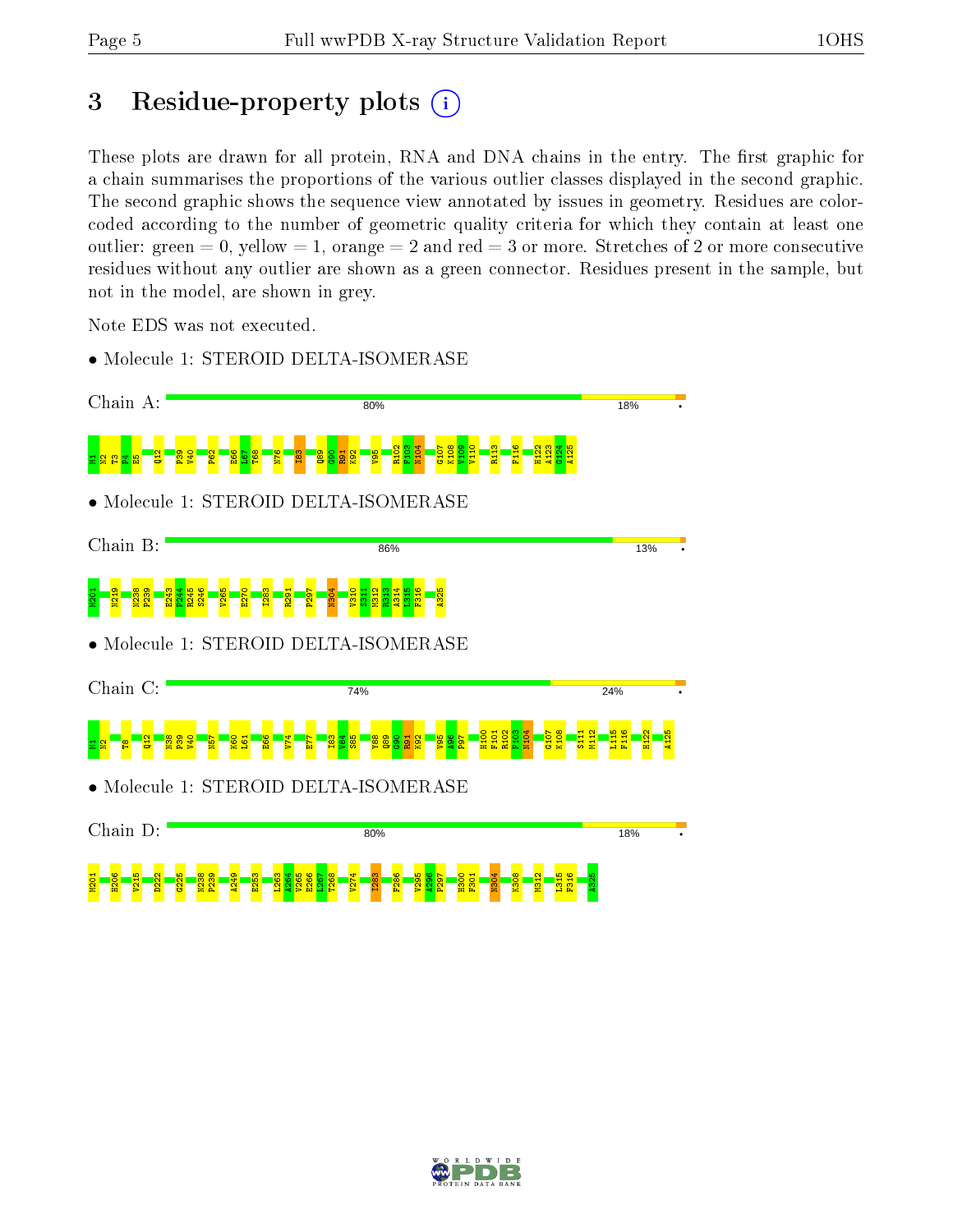# 3 Residue-property plots

These plots are drawn for all protein, RNA and DNA chains in the entry. The first graphic for a chain summarises the proportions of the various outlier classes displayed in the second graphic. The second graphic shows the sequence view annotated by issues in geometry. Residues are color-coded according to the number of geometric quality criteria for which they contain at least one outlier: green = 0, yellow = 1, orange = 2 and red = 3 or more. Stretches of 2 or more consecutive residues without any outlier are shown as a green connector. Residues present in the sample, but not in the model, are shown in grey.

Note EDS was not executed.

- Molecule 1: STEROID DELTA-ISOMERASE

Chain A: 80% 18% •

M1 N2 T3 P4 E5 Q12 P39 V40 P62 E66 L67 T68 N76 I83 Q89 G90 R91 K92 V95 R102 F103 N104 G107 K108 V109 V110 R113 F116 H122 A123 G124 A125

- Molecule 1: STEROID DELTA-ISOMERASE

Chain B: 86% 13% •

M201 N219 N238 P239 E243 P244 R245 S246 V265 E270 I283 R291 P297 N304 V310 S311 M312 R313 A314 L315 F316 A325

- Molecule 1: STEROID DELTA-ISOMERASE

Chain C: 74% 24% •

M1 N2 T8 Q12 N38 P39 V40 N57 K60 L61 E66 V74 E77 I83 V84 S85 Y88 Q89 G90 R91 K92 V95 A96 P97 H100 F101 R102 F103 N104 G107 K108 S111 M112 L115 F116 H122 A125

- Molecule 1: STEROID DELTA-ISOMERASE

Chain D: 80% 18% •

M201 H206 V215 D222 G225 N238 P239 A249 E253 L263 A264 V265 E266 L267 T268 V274 I283 F286 V295 A296 P297 H300 F301 N304 K308 M312 L315 F316 A325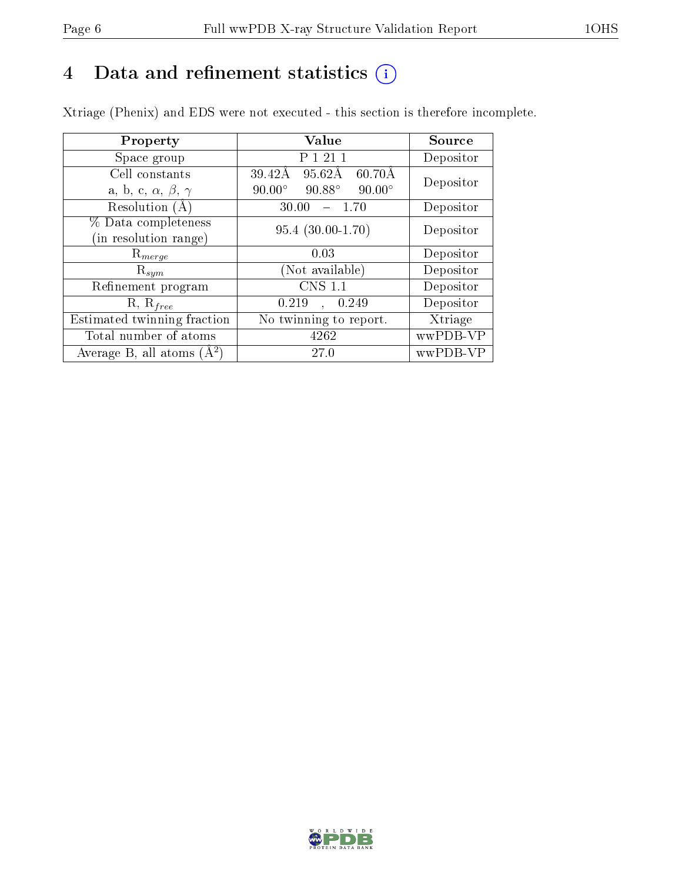# 4 Data and refinement statistics

Xtriage (Phenix) and EDS were not executed - this section is therefore incomplete.

| Property | Value | Source |
|---|---|---|
| Space group | P 1 21 1 | Depositor |
| Cell constants<br>a, b, c, $\alpha$, $\beta$, $\gamma$ | 39.42Å 95.62Å 60.70Å<br>90.00° 90.88° 90.00° | Depositor |
| Resolution (Å) | 30.00 – 1.70 | Depositor |
| % Data completeness<br>(in resolution range) | 95.4 (30.00-1.70) | Depositor |
| $R_{merge}$ | 0.03 | Depositor |
| $R_{sym}$ | (Not available) | Depositor |
| Refinement program | CNS 1.1 | Depositor |
| R, $R_{free}$ | 0.219 , 0.249 | Depositor |
| Estimated twinning fraction | No twinning to report. | Xtriage |
| Total number of atoms | 4262 | wwPDB-VP |
| Average B, all atoms (Å$^2$) | 27.0 | wwPDB-VP |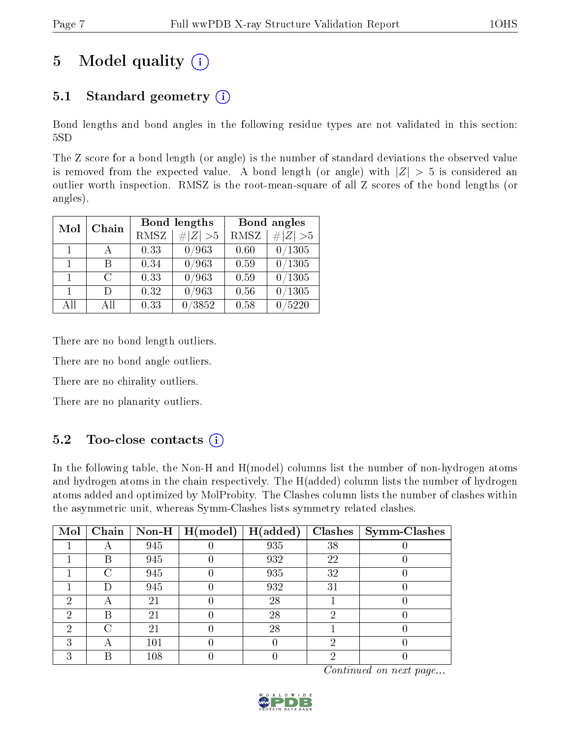# 5 Model quality

## 5.1 Standard geometry

Bond lengths and bond angles in the following residue types are not validated in this section: 5SD

The Z score for a bond length (or angle) is the number of standard deviations the observed value is removed from the expected value. A bond length (or angle) with $|Z| > 5$ is considered an outlier worth inspection. RMSZ is the root-mean-square of all Z scores of the bond lengths (or angles).

| Mol | Chain | Bond lengths | | Bond angles | |
|---|---|---|---|---|---|
| | | RMSZ | #\|Z\| >5 | RMSZ | #\|Z\| >5 |
| 1 | A | 0.33 | 0/963 | 0.60 | 0/1305 |
| 1 | B | 0.34 | 0/963 | 0.59 | 0/1305 |
| 1 | C | 0.33 | 0/963 | 0.59 | 0/1305 |
| 1 | D | 0.32 | 0/963 | 0.56 | 0/1305 |
| All | All | 0.33 | 0/3852 | 0.58 | 0/5220 |

There are no bond length outliers.

There are no bond angle outliers.

There are no chirality outliers.

There are no planarity outliers.

## 5.2 Too-close contacts

In the following table, the Non-H and H(model) columns list the number of non-hydrogen atoms and hydrogen atoms in the chain respectively. The H(added) column lists the number of hydrogen atoms added and optimized by MolProbity. The Clashes column lists the number of clashes within the asymmetric unit, whereas Symm-Clashes lists symmetry related clashes.

| Mol | Chain | Non-H | H(model) | H(added) | Clashes | Symm-Clashes |
|---|---|---|---|---|---|---|
| 1 | A | 945 | 0 | 935 | 38 | 0 |
| 1 | B | 945 | 0 | 932 | 22 | 0 |
| 1 | C | 945 | 0 | 935 | 32 | 0 |
| 1 | D | 945 | 0 | 932 | 31 | 0 |
| 2 | A | 21 | 0 | 28 | 1 | 0 |
| 2 | B | 21 | 0 | 28 | 2 | 0 |
| 2 | C | 21 | 0 | 28 | 1 | 0 |
| 3 | A | 101 | 0 | 0 | 2 | 0 |
| 3 | B | 108 | 0 | 0 | 2 | 0 |

*Continued on next page...*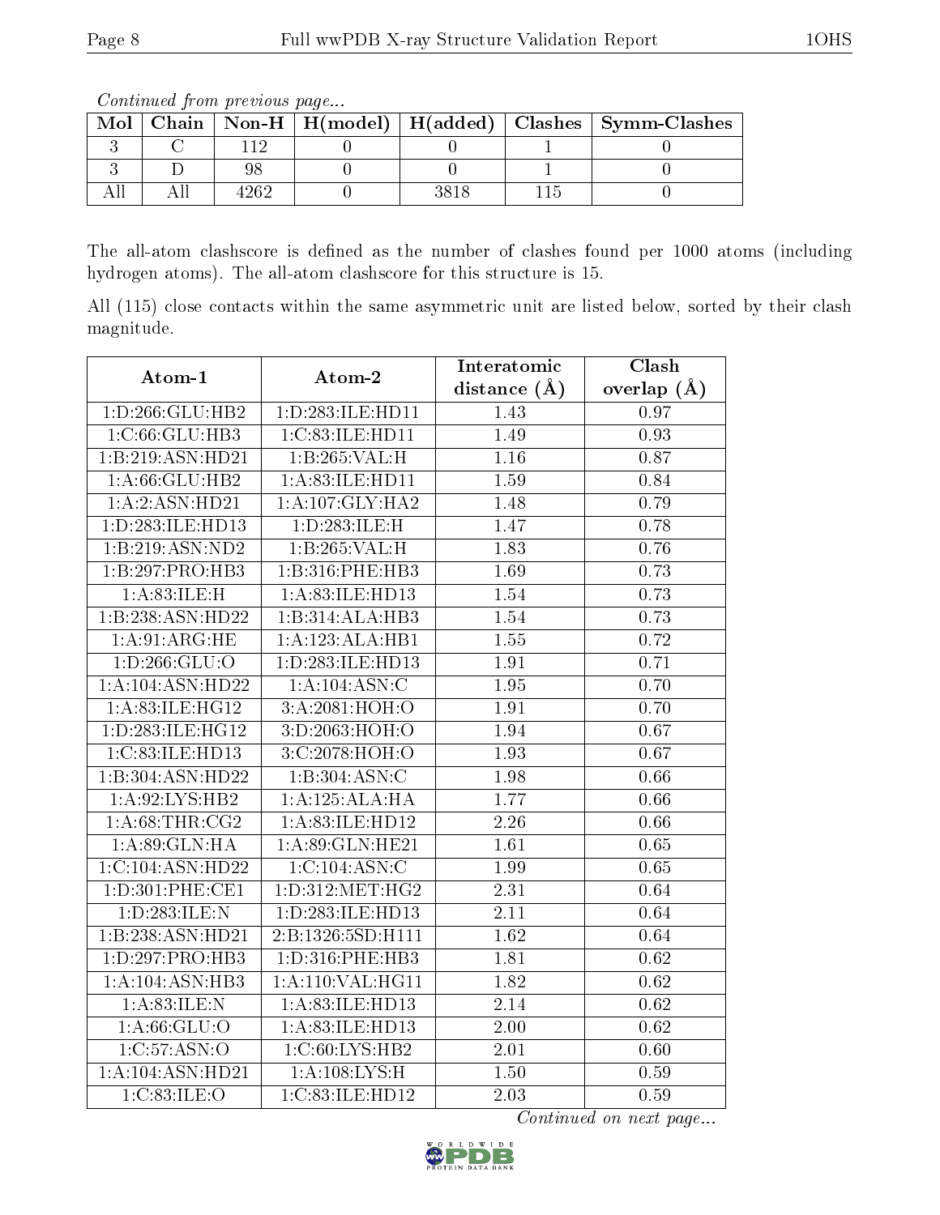*Continued from previous page...*

| Mol | Chain | Non-H | H(model) | H(added) | Clashes | Symm-Clashes |
|---|---|---|---|---|---|---|
| 3 | C | 112 | 0 | 0 | 1 | 0 |
| 3 | D | 98 | 0 | 0 | 1 | 0 |
| All | All | 4262 | 0 | 3818 | 115 | 0 |

The all-atom clashscore is defined as the number of clashes found per 1000 atoms (including hydrogen atoms). The all-atom clashscore for this structure is 15.

All (115) close contacts within the same asymmetric unit are listed below, sorted by their clash magnitude.

| Atom-1 | Atom-2 | Interatomic distance (Å) | Clash overlap (Å) |
|---|---|---|---|
| 1:D:266:GLU:HB2 | 1:D:283:ILE:HD11 | 1.43 | 0.97 |
| 1:C:66:GLU:HB3 | 1:C:83:ILE:HD11 | 1.49 | 0.93 |
| 1:B:219:ASN:HD21 | 1:B:265:VAL:H | 1.16 | 0.87 |
| 1:A:66:GLU:HB2 | 1:A:83:ILE:HD11 | 1.59 | 0.84 |
| 1:A:2:ASN:HD21 | 1:A:107:GLY:HA2 | 1.48 | 0.79 |
| 1:D:283:ILE:HD13 | 1:D:283:ILE:H | 1.47 | 0.78 |
| 1:B:219:ASN:ND2 | 1:B:265:VAL:H | 1.83 | 0.76 |
| 1:B:297:PRO:HB3 | 1:B:316:PHE:HB3 | 1.69 | 0.73 |
| 1:A:83:ILE:H | 1:A:83:ILE:HD13 | 1.54 | 0.73 |
| 1:B:238:ASN:HD22 | 1:B:314:ALA:HB3 | 1.54 | 0.73 |
| 1:A:91:ARG:HE | 1:A:123:ALA:HB1 | 1.55 | 0.72 |
| 1:D:266:GLU:O | 1:D:283:ILE:HD13 | 1.91 | 0.71 |
| 1:A:104:ASN:HD22 | 1:A:104:ASN:C | 1.95 | 0.70 |
| 1:A:83:ILE:HG12 | 3:A:2081:HOH:O | 1.91 | 0.70 |
| 1:D:283:ILE:HG12 | 3:D:2063:HOH:O | 1.94 | 0.67 |
| 1:C:83:ILE:HD13 | 3:C:2078:HOH:O | 1.93 | 0.67 |
| 1:B:304:ASN:HD22 | 1:B:304:ASN:C | 1.98 | 0.66 |
| 1:A:92:LYS:HB2 | 1:A:125:ALA:HA | 1.77 | 0.66 |
| 1:A:68:THR:CG2 | 1:A:83:ILE:HD12 | 2.26 | 0.66 |
| 1:A:89:GLN:HA | 1:A:89:GLN:HE21 | 1.61 | 0.65 |
| 1:C:104:ASN:HD22 | 1:C:104:ASN:C | 1.99 | 0.65 |
| 1:D:301:PHE:CE1 | 1:D:312:MET:HG2 | 2.31 | 0.64 |
| 1:D:283:ILE:N | 1:D:283:ILE:HD13 | 2.11 | 0.64 |
| 1:B:238:ASN:HD21 | 2:B:1326:5SD:H111 | 1.62 | 0.64 |
| 1:D:297:PRO:HB3 | 1:D:316:PHE:HB3 | 1.81 | 0.62 |
| 1:A:104:ASN:HB3 | 1:A:110:VAL:HG11 | 1.82 | 0.62 |
| 1:A:83:ILE:N | 1:A:83:ILE:HD13 | 2.14 | 0.62 |
| 1:A:66:GLU:O | 1:A:83:ILE:HD13 | 2.00 | 0.62 |
| 1:C:57:ASN:O | 1:C:60:LYS:HB2 | 2.01 | 0.60 |
| 1:A:104:ASN:HD21 | 1:A:108:LYS:H | 1.50 | 0.59 |
| 1:C:83:ILE:O | 1:C:83:ILE:HD12 | 2.03 | 0.59 |

*Continued on next page...*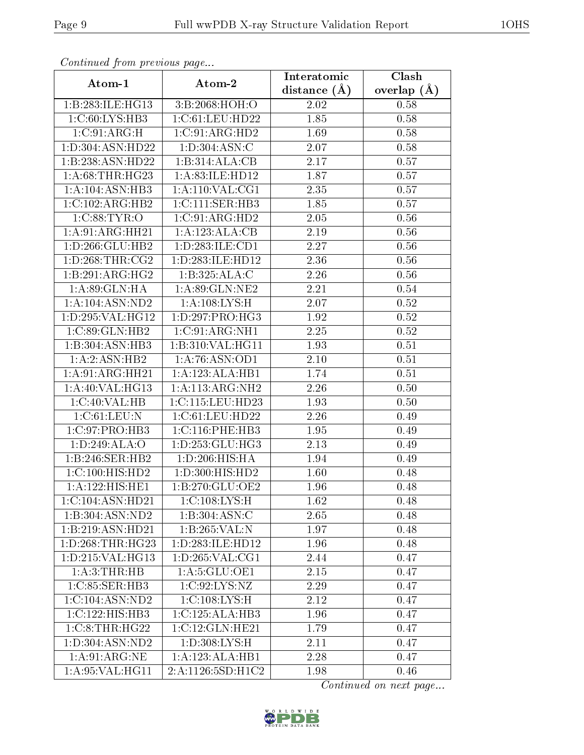*Continued from previous page...*

| Atom-1 | Atom-2 | Interatomic distance (Å) | Clash overlap (Å) |
|---|---|---|---|
| 1:B:283:ILE:HG13 | 3:B:2068:HOH:O | 2.02 | 0.58 |
| 1:C:60:LYS:HB3 | 1:C:61:LEU:HD22 | 1.85 | 0.58 |
| 1:C:91:ARG:H | 1:C:91:ARG:HD2 | 1.69 | 0.58 |
| 1:D:304:ASN:HD22 | 1:D:304:ASN:C | 2.07 | 0.58 |
| 1:B:238:ASN:HD22 | 1:B:314:ALA:CB | 2.17 | 0.57 |
| 1:A:68:THR:HG23 | 1:A:83:ILE:HD12 | 1.87 | 0.57 |
| 1:A:104:ASN:HB3 | 1:A:110:VAL:CG1 | 2.35 | 0.57 |
| 1:C:102:ARG:HB2 | 1:C:111:SER:HB3 | 1.85 | 0.57 |
| 1:C:88:TYR:O | 1:C:91:ARG:HD2 | 2.05 | 0.56 |
| 1:A:91:ARG:HH21 | 1:A:123:ALA:CB | 2.19 | 0.56 |
| 1:D:266:GLU:HB2 | 1:D:283:ILE:CD1 | 2.27 | 0.56 |
| 1:D:268:THR:CG2 | 1:D:283:ILE:HD12 | 2.36 | 0.56 |
| 1:B:291:ARG:HG2 | 1:B:325:ALA:C | 2.26 | 0.56 |
| 1:A:89:GLN:HA | 1:A:89:GLN:NE2 | 2.21 | 0.54 |
| 1:A:104:ASN:ND2 | 1:A:108:LYS:H | 2.07 | 0.52 |
| 1:D:295:VAL:HG12 | 1:D:297:PRO:HG3 | 1.92 | 0.52 |
| 1:C:89:GLN:HB2 | 1:C:91:ARG:NH1 | 2.25 | 0.52 |
| 1:B:304:ASN:HB3 | 1:B:310:VAL:HG11 | 1.93 | 0.51 |
| 1:A:2:ASN:HB2 | 1:A:76:ASN:OD1 | 2.10 | 0.51 |
| 1:A:91:ARG:HH21 | 1:A:123:ALA:HB1 | 1.74 | 0.51 |
| 1:A:40:VAL:HG13 | 1:A:113:ARG:NH2 | 2.26 | 0.50 |
| 1:C:40:VAL:HB | 1:C:115:LEU:HD23 | 1.93 | 0.50 |
| 1:C:61:LEU:N | 1:C:61:LEU:HD22 | 2.26 | 0.49 |
| 1:C:97:PRO:HB3 | 1:C:116:PHE:HB3 | 1.95 | 0.49 |
| 1:D:249:ALA:O | 1:D:253:GLU:HG3 | 2.13 | 0.49 |
| 1:B:246:SER:HB2 | 1:D:206:HIS:HA | 1.94 | 0.49 |
| 1:C:100:HIS:HD2 | 1:D:300:HIS:HD2 | 1.60 | 0.48 |
| 1:A:122:HIS:HE1 | 1:B:270:GLU:OE2 | 1.96 | 0.48 |
| 1:C:104:ASN:HD21 | 1:C:108:LYS:H | 1.62 | 0.48 |
| 1:B:304:ASN:ND2 | 1:B:304:ASN:C | 2.65 | 0.48 |
| 1:B:219:ASN:HD21 | 1:B:265:VAL:N | 1.97 | 0.48 |
| 1:D:268:THR:HG23 | 1:D:283:ILE:HD12 | 1.96 | 0.48 |
| 1:D:215:VAL:HG13 | 1:D:265:VAL:CG1 | 2.44 | 0.47 |
| 1:A:3:THR:HB | 1:A:5:GLU:OE1 | 2.15 | 0.47 |
| 1:C:85:SER:HB3 | 1:C:92:LYS:NZ | 2.29 | 0.47 |
| 1:C:104:ASN:ND2 | 1:C:108:LYS:H | 2.12 | 0.47 |
| 1:C:122:HIS:HB3 | 1:C:125:ALA:HB3 | 1.96 | 0.47 |
| 1:C:8:THR:HG22 | 1:C:12:GLN:HE21 | 1.79 | 0.47 |
| 1:D:304:ASN:ND2 | 1:D:308:LYS:H | 2.11 | 0.47 |
| 1:A:91:ARG:NE | 1:A:123:ALA:HB1 | 2.28 | 0.47 |
| 1:A:95:VAL:HG11 | 2:A:1126:5SD:H1C2 | 1.98 | 0.46 |

*Continued on next page...*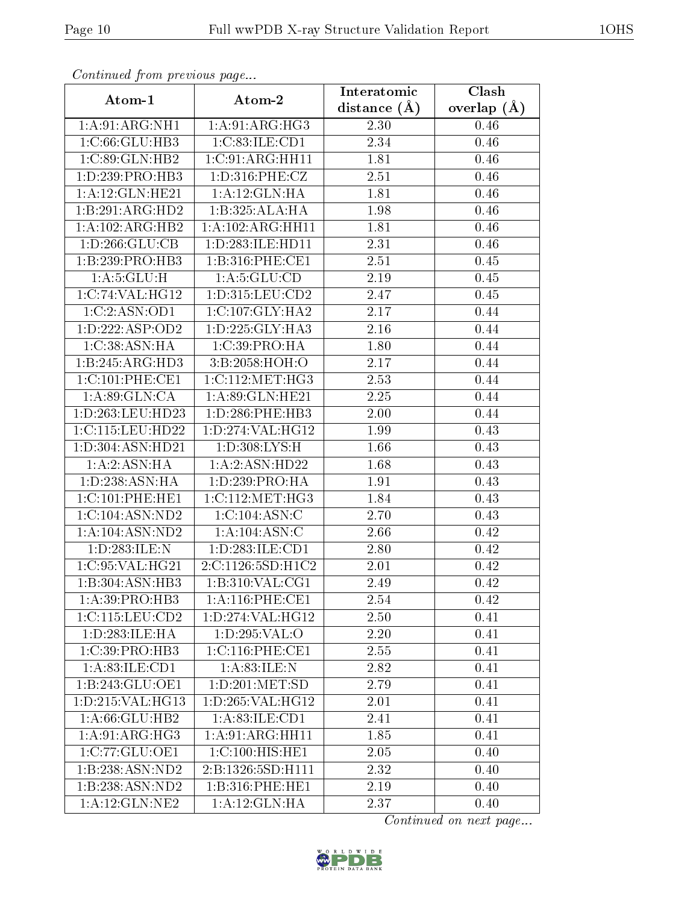*Continued from previous page...*

| Atom-1 | Atom-2 | Interatomic distance (Å) | Clash overlap (Å) |
|---|---|---|---|
| 1:A:91:ARG:NH1 | 1:A:91:ARG:HG3 | 2.30 | 0.46 |
| 1:C:66:GLU:HB3 | 1:C:83:ILE:CD1 | 2.34 | 0.46 |
| 1:C:89:GLN:HB2 | 1:C:91:ARG:HH11 | 1.81 | 0.46 |
| 1:D:239:PRO:HB3 | 1:D:316:PHE:CZ | 2.51 | 0.46 |
| 1:A:12:GLN:HE21 | 1:A:12:GLN:HA | 1.81 | 0.46 |
| 1:B:291:ARG:HD2 | 1:B:325:ALA:HA | 1.98 | 0.46 |
| 1:A:102:ARG:HB2 | 1:A:102:ARG:HH11 | 1.81 | 0.46 |
| 1:D:266:GLU:CB | 1:D:283:ILE:HD11 | 2.31 | 0.46 |
| 1:B:239:PRO:HB3 | 1:B:316:PHE:CE1 | 2.51 | 0.45 |
| 1:A:5:GLU:H | 1:A:5:GLU:CD | 2.19 | 0.45 |
| 1:C:74:VAL:HG12 | 1:D:315:LEU:CD2 | 2.47 | 0.45 |
| 1:C:2:ASN:OD1 | 1:C:107:GLY:HA2 | 2.17 | 0.44 |
| 1:D:222:ASP:OD2 | 1:D:225:GLY:HA3 | 2.16 | 0.44 |
| 1:C:38:ASN:HA | 1:C:39:PRO:HA | 1.80 | 0.44 |
| 1:B:245:ARG:HD3 | 3:B:2058:HOH:O | 2.17 | 0.44 |
| 1:C:101:PHE:CE1 | 1:C:112:MET:HG3 | 2.53 | 0.44 |
| 1:A:89:GLN:CA | 1:A:89:GLN:HE21 | 2.25 | 0.44 |
| 1:D:263:LEU:HD23 | 1:D:286:PHE:HB3 | 2.00 | 0.44 |
| 1:C:115:LEU:HD22 | 1:D:274:VAL:HG12 | 1.99 | 0.43 |
| 1:D:304:ASN:HD21 | 1:D:308:LYS:H | 1.66 | 0.43 |
| 1:A:2:ASN:HA | 1:A:2:ASN:HD22 | 1.68 | 0.43 |
| 1:D:238:ASN:HA | 1:D:239:PRO:HA | 1.91 | 0.43 |
| 1:C:101:PHE:HE1 | 1:C:112:MET:HG3 | 1.84 | 0.43 |
| 1:C:104:ASN:ND2 | 1:C:104:ASN:C | 2.70 | 0.43 |
| 1:A:104:ASN:ND2 | 1:A:104:ASN:C | 2.66 | 0.42 |
| 1:D:283:ILE:N | 1:D:283:ILE:CD1 | 2.80 | 0.42 |
| 1:C:95:VAL:HG21 | 2:C:1126:5SD:H1C2 | 2.01 | 0.42 |
| 1:B:304:ASN:HB3 | 1:B:310:VAL:CG1 | 2.49 | 0.42 |
| 1:A:39:PRO:HB3 | 1:A:116:PHE:CE1 | 2.54 | 0.42 |
| 1:C:115:LEU:CD2 | 1:D:274:VAL:HG12 | 2.50 | 0.41 |
| 1:D:283:ILE:HA | 1:D:295:VAL:O | 2.20 | 0.41 |
| 1:C:39:PRO:HB3 | 1:C:116:PHE:CE1 | 2.55 | 0.41 |
| 1:A:83:ILE:CD1 | 1:A:83:ILE:N | 2.82 | 0.41 |
| 1:B:243:GLU:OE1 | 1:D:201:MET:SD | 2.79 | 0.41 |
| 1:D:215:VAL:HG13 | 1:D:265:VAL:HG12 | 2.01 | 0.41 |
| 1:A:66:GLU:HB2 | 1:A:83:ILE:CD1 | 2.41 | 0.41 |
| 1:A:91:ARG:HG3 | 1:A:91:ARG:HH11 | 1.85 | 0.41 |
| 1:C:77:GLU:OE1 | 1:C:100:HIS:HE1 | 2.05 | 0.40 |
| 1:B:238:ASN:ND2 | 2:B:1326:5SD:H111 | 2.32 | 0.40 |
| 1:B:238:ASN:ND2 | 1:B:316:PHE:HE1 | 2.19 | 0.40 |
| 1:A:12:GLN:NE2 | 1:A:12:GLN:HA | 2.37 | 0.40 |

*Continued on next page...*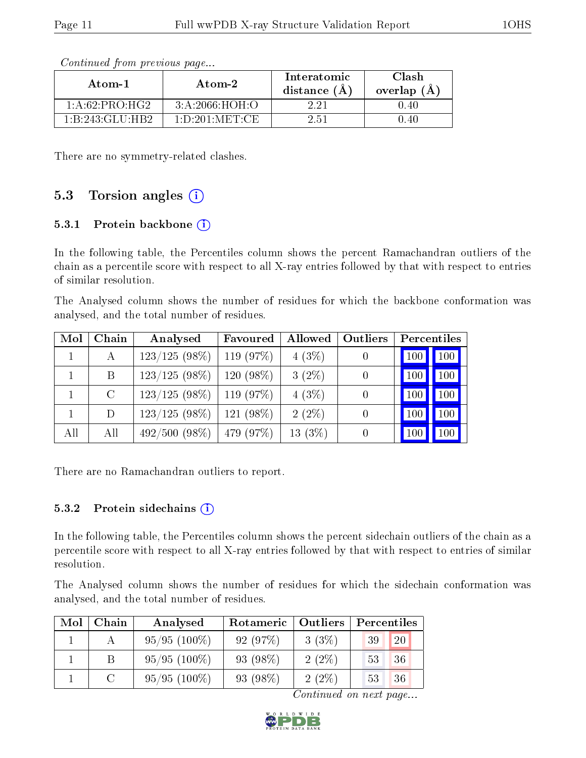*Continued from previous page...*

| Atom-1 | Atom-2 | Interatomic distance (Å) | Clash overlap (Å) |
|---|---|---|---|
| 1:A:62:PRO:HG2 | 3:A:2066:HOH:O | 2.21 | 0.40 |
| 1:B:243:GLU:HB2 | 1:D:201:MET:CE | 2.51 | 0.40 |

There are no symmetry-related clashes.

## 5.3 Torsion angles

### 5.3.1 Protein backbone

In the following table, the Percentiles column shows the percent Ramachandran outliers of the chain as a percentile score with respect to all X-ray entries followed by that with respect to entries of similar resolution.

The Analysed column shows the number of residues for which the backbone conformation was analysed, and the total number of residues.

| Mol | Chain | Analysed | Favoured | Allowed | Outliers | Percentiles | |
|---|---|---|---|---|---|---|---|
| 1 | A | 123/125 (98%) | 119 (97%) | 4 (3%) | 0 | 100 | 100 |
| 1 | B | 123/125 (98%) | 120 (98%) | 3 (2%) | 0 | 100 | 100 |
| 1 | C | 123/125 (98%) | 119 (97%) | 4 (3%) | 0 | 100 | 100 |
| 1 | D | 123/125 (98%) | 121 (98%) | 2 (2%) | 0 | 100 | 100 |
| All | All | 492/500 (98%) | 479 (97%) | 13 (3%) | 0 | 100 | 100 |

There are no Ramachandran outliers to report.

### 5.3.2 Protein sidechains

In the following table, the Percentiles column shows the percent sidechain outliers of the chain as a percentile score with respect to all X-ray entries followed by that with respect to entries of similar resolution.

The Analysed column shows the number of residues for which the sidechain conformation was analysed, and the total number of residues.

| Mol | Chain | Analysed | Rotameric | Outliers | Percentiles | |
|---|---|---|---|---|---|---|
| 1 | A | 95/95 (100%) | 92 (97%) | 3 (3%) | 39 | 20 |
| 1 | B | 95/95 (100%) | 93 (98%) | 2 (2%) | 53 | 36 |
| 1 | C | 95/95 (100%) | 93 (98%) | 2 (2%) | 53 | 36 |

*Continued on next page...*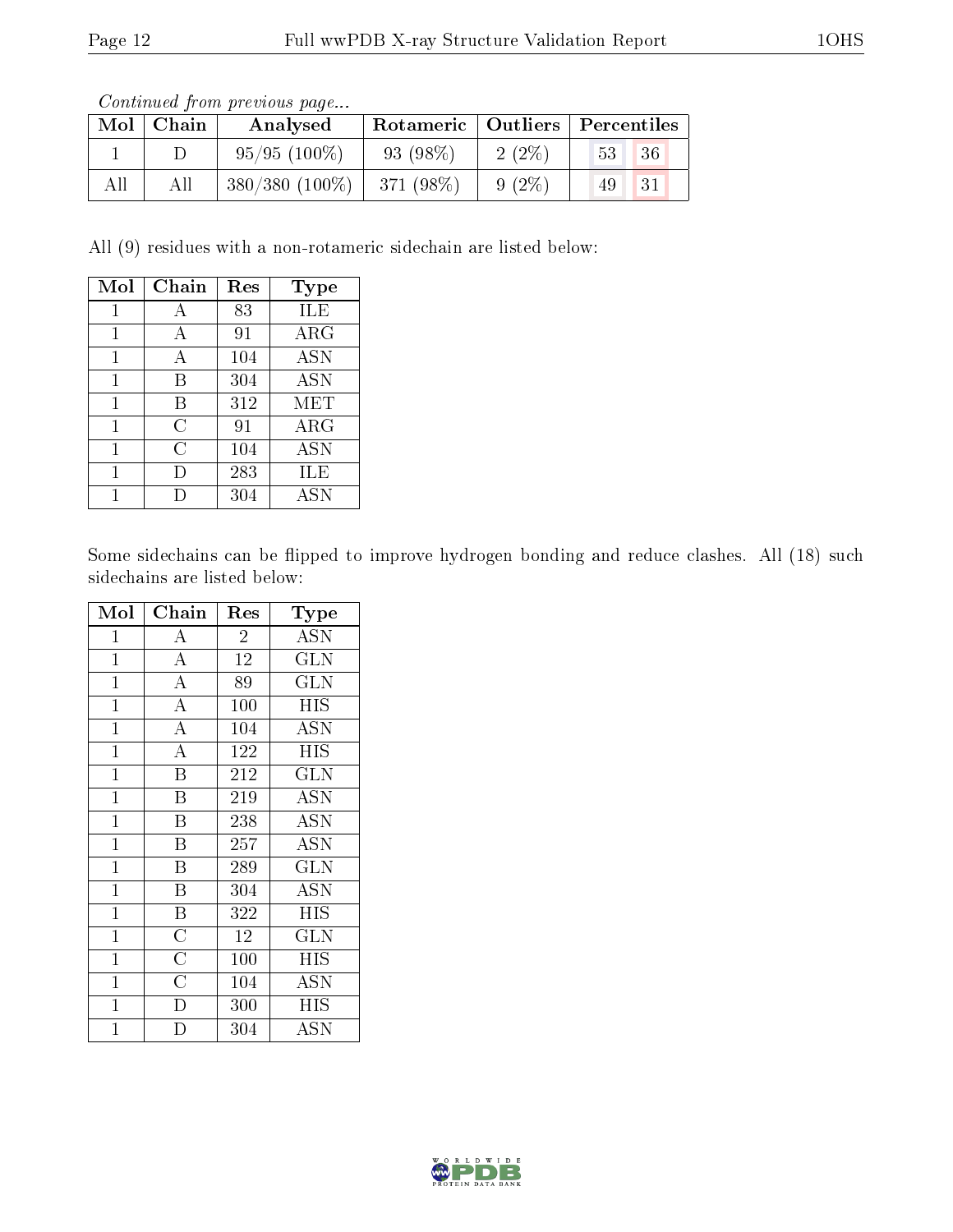*Continued from previous page...*

| Mol | Chain | Analysed | Rotameric | Outliers | Percentiles | |
|---|---|---|---|---|---|---|
| 1 | D | 95/95 (100%) | 93 (98%) | 2 (2%) | 53 | 36 |
| All | All | 380/380 (100%) | 371 (98%) | 9 (2%) | 49 | 31 |

All (9) residues with a non-rotameric sidechain are listed below:

| Mol | Chain | Res | Type |
|---|---|---|---|
| 1 | A | 83 | ILE |
| 1 | A | 91 | ARG |
| 1 | A | 104 | ASN |
| 1 | B | 304 | ASN |
| 1 | B | 312 | MET |
| 1 | C | 91 | ARG |
| 1 | C | 104 | ASN |
| 1 | D | 283 | ILE |
| 1 | D | 304 | ASN |

Some sidechains can be flipped to improve hydrogen bonding and reduce clashes. All (18) such sidechains are listed below:

| Mol | Chain | Res | Type |
|---|---|---|---|
| 1 | A | 2 | ASN |
| 1 | A | 12 | GLN |
| 1 | A | 89 | GLN |
| 1 | A | 100 | HIS |
| 1 | A | 104 | ASN |
| 1 | A | 122 | HIS |
| 1 | B | 212 | GLN |
| 1 | B | 219 | ASN |
| 1 | B | 238 | ASN |
| 1 | B | 257 | ASN |
| 1 | B | 289 | GLN |
| 1 | B | 304 | ASN |
| 1 | B | 322 | HIS |
| 1 | C | 12 | GLN |
| 1 | C | 100 | HIS |
| 1 | C | 104 | ASN |
| 1 | D | 300 | HIS |
| 1 | D | 304 | ASN |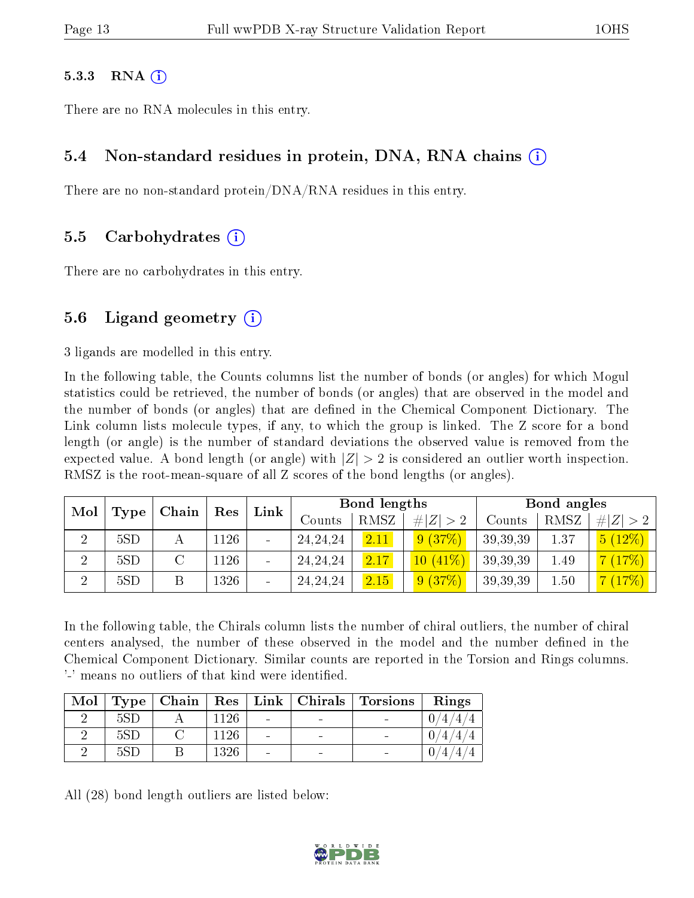### 5.3.3 RNA (i)

There are no RNA molecules in this entry.

## 5.4 Non-standard residues in protein, DNA, RNA chains (i)

There are no non-standard protein/DNA/RNA residues in this entry.

## 5.5 Carbohydrates (i)

There are no carbohydrates in this entry.

## 5.6 Ligand geometry (i)

3 ligands are modelled in this entry.

In the following table, the Counts columns list the number of bonds (or angles) for which Mogul statistics could be retrieved, the number of bonds (or angles) that are observed in the model and the number of bonds (or angles) that are defined in the Chemical Component Dictionary. The Link column lists molecule types, if any, to which the group is linked. The Z score for a bond length (or angle) is the number of standard deviations the observed value is removed from the expected value. A bond length (or angle) with $|Z| > 2$ is considered an outlier worth inspection. RMSZ is the root-mean-square of all Z scores of the bond lengths (or angles).

| Mol | Type | Chain | Res | Link | Bond lengths | | | Bond angles | | |
|---|---|---|---|---|---|---|---|---|---|---|
| | | | | | Counts | RMSZ | $\#\|Z\| > 2$ | Counts | RMSZ | $\#\|Z\| > 2$ |
| 2 | 5SD | A | 1126 | - | 24,24,24 | 2.11 | 9 (37%) | 39,39,39 | 1.37 | 5 (12%) |
| 2 | 5SD | C | 1126 | - | 24,24,24 | 2.17 | 10 (41%) | 39,39,39 | 1.49 | 7 (17%) |
| 2 | 5SD | B | 1326 | - | 24,24,24 | 2.15 | 9 (37%) | 39,39,39 | 1.50 | 7 (17%) |

In the following table, the Chirals column lists the number of chiral outliers, the number of chiral centers analysed, the number of these observed in the model and the number defined in the Chemical Component Dictionary. Similar counts are reported in the Torsion and Rings columns. '-' means no outliers of that kind were identified.

| Mol | Type | Chain | Res | Link | Chirals | Torsions | Rings |
|---|---|---|---|---|---|---|---|
| 2 | 5SD | A | 1126 | - | - | - | 0/4/4/4 |
| 2 | 5SD | C | 1126 | - | - | - | 0/4/4/4 |
| 2 | 5SD | B | 1326 | - | - | - | 0/4/4/4 |

All (28) bond length outliers are listed below: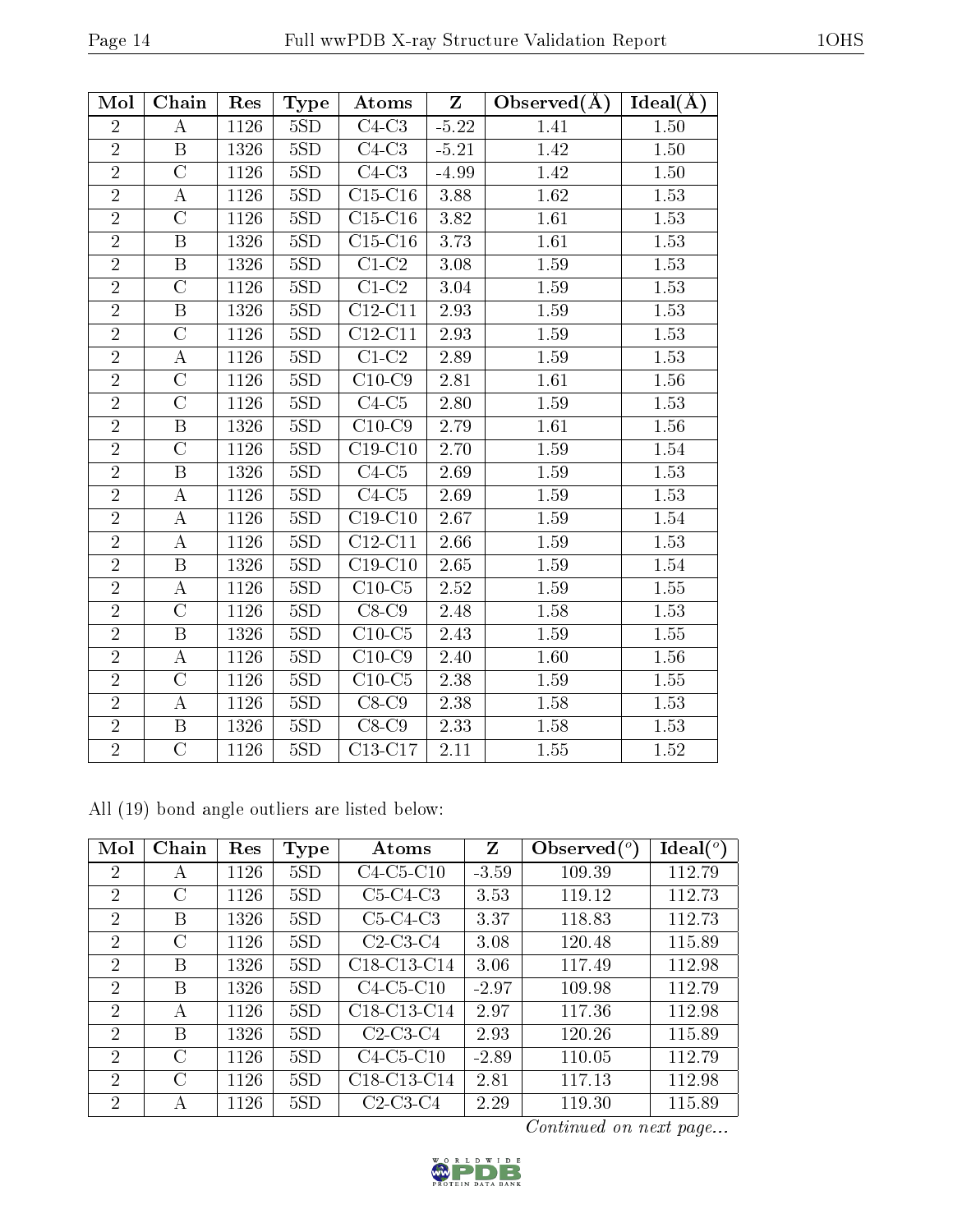| Mol | Chain | Res | Type | Atoms | Z | Observed(Å) | Ideal(Å) |
|---|---|---|---|---|---|---|---|
| 2 | A | 1126 | 5SD | C4-C3 | -5.22 | 1.41 | 1.50 |
| 2 | B | 1326 | 5SD | C4-C3 | -5.21 | 1.42 | 1.50 |
| 2 | C | 1126 | 5SD | C4-C3 | -4.99 | 1.42 | 1.50 |
| 2 | A | 1126 | 5SD | C15-C16 | 3.88 | 1.62 | 1.53 |
| 2 | C | 1126 | 5SD | C15-C16 | 3.82 | 1.61 | 1.53 |
| 2 | B | 1326 | 5SD | C15-C16 | 3.73 | 1.61 | 1.53 |
| 2 | B | 1326 | 5SD | C1-C2 | 3.08 | 1.59 | 1.53 |
| 2 | C | 1126 | 5SD | C1-C2 | 3.04 | 1.59 | 1.53 |
| 2 | B | 1326 | 5SD | C12-C11 | 2.93 | 1.59 | 1.53 |
| 2 | C | 1126 | 5SD | C12-C11 | 2.93 | 1.59 | 1.53 |
| 2 | A | 1126 | 5SD | C1-C2 | 2.89 | 1.59 | 1.53 |
| 2 | C | 1126 | 5SD | C10-C9 | 2.81 | 1.61 | 1.56 |
| 2 | C | 1126 | 5SD | C4-C5 | 2.80 | 1.59 | 1.53 |
| 2 | B | 1326 | 5SD | C10-C9 | 2.79 | 1.61 | 1.56 |
| 2 | C | 1126 | 5SD | C19-C10 | 2.70 | 1.59 | 1.54 |
| 2 | B | 1326 | 5SD | C4-C5 | 2.69 | 1.59 | 1.53 |
| 2 | A | 1126 | 5SD | C4-C5 | 2.69 | 1.59 | 1.53 |
| 2 | A | 1126 | 5SD | C19-C10 | 2.67 | 1.59 | 1.54 |
| 2 | A | 1126 | 5SD | C12-C11 | 2.66 | 1.59 | 1.53 |
| 2 | B | 1326 | 5SD | C19-C10 | 2.65 | 1.59 | 1.54 |
| 2 | A | 1126 | 5SD | C10-C5 | 2.52 | 1.59 | 1.55 |
| 2 | C | 1126 | 5SD | C8-C9 | 2.48 | 1.58 | 1.53 |
| 2 | B | 1326 | 5SD | C10-C5 | 2.43 | 1.59 | 1.55 |
| 2 | A | 1126 | 5SD | C10-C9 | 2.40 | 1.60 | 1.56 |
| 2 | C | 1126 | 5SD | C10-C5 | 2.38 | 1.59 | 1.55 |
| 2 | A | 1126 | 5SD | C8-C9 | 2.38 | 1.58 | 1.53 |
| 2 | B | 1326 | 5SD | C8-C9 | 2.33 | 1.58 | 1.53 |
| 2 | C | 1126 | 5SD | C13-C17 | 2.11 | 1.55 | 1.52 |

All (19) bond angle outliers are listed below:

| Mol | Chain | Res | Type | Atoms | Z | Observed($^o$) | Ideal($^o$) |
|---|---|---|---|---|---|---|---|
| 2 | A | 1126 | 5SD | C4-C5-C10 | -3.59 | 109.39 | 112.79 |
| 2 | C | 1126 | 5SD | C5-C4-C3 | 3.53 | 119.12 | 112.73 |
| 2 | B | 1326 | 5SD | C5-C4-C3 | 3.37 | 118.83 | 112.73 |
| 2 | C | 1126 | 5SD | C2-C3-C4 | 3.08 | 120.48 | 115.89 |
| 2 | B | 1326 | 5SD | C18-C13-C14 | 3.06 | 117.49 | 112.98 |
| 2 | B | 1326 | 5SD | C4-C5-C10 | -2.97 | 109.98 | 112.79 |
| 2 | A | 1126 | 5SD | C18-C13-C14 | 2.97 | 117.36 | 112.98 |
| 2 | B | 1326 | 5SD | C2-C3-C4 | 2.93 | 120.26 | 115.89 |
| 2 | C | 1126 | 5SD | C4-C5-C10 | -2.89 | 110.05 | 112.79 |
| 2 | C | 1126 | 5SD | C18-C13-C14 | 2.81 | 117.13 | 112.98 |
| 2 | A | 1126 | 5SD | C2-C3-C4 | 2.29 | 119.30 | 115.89 |

*Continued on next page...*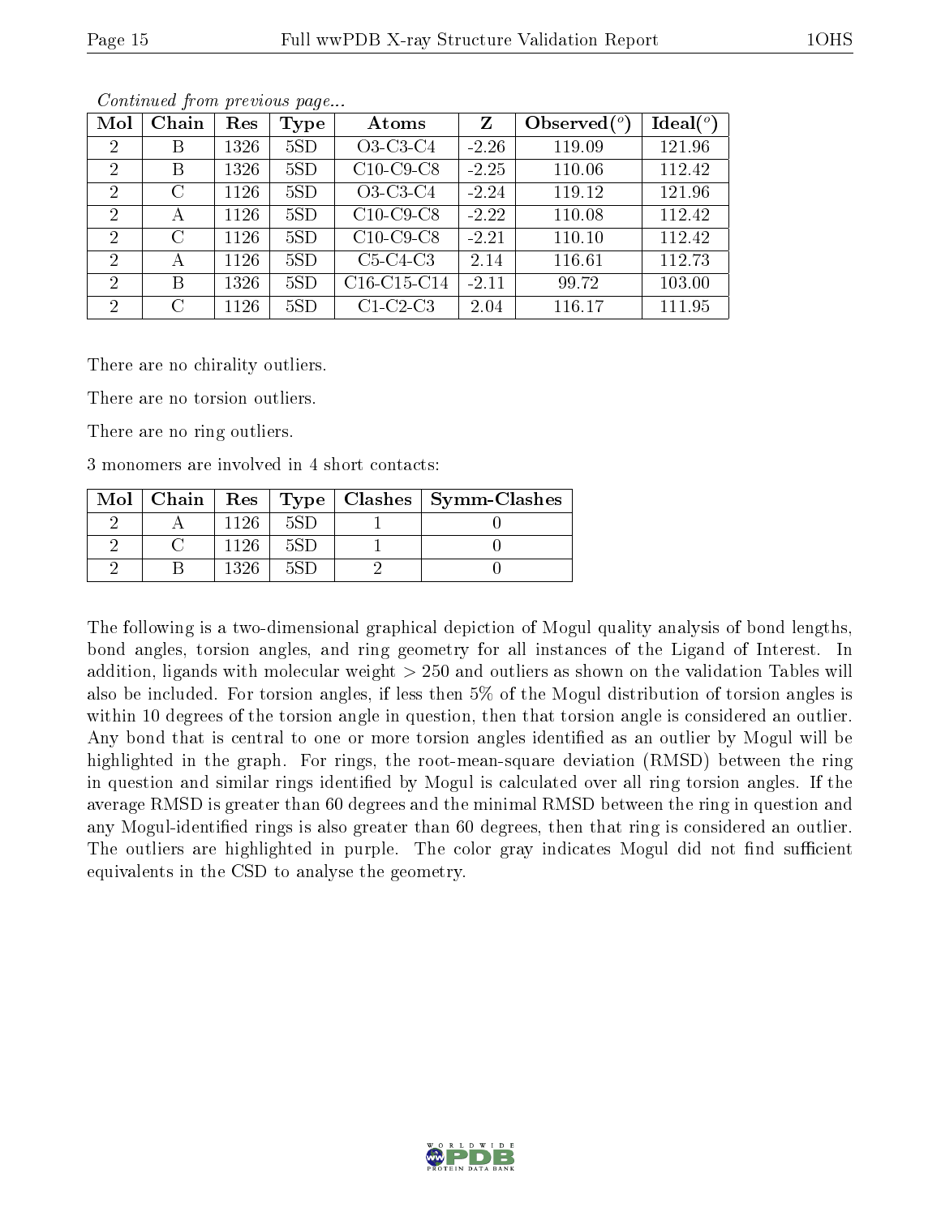*Continued from previous page...*

| Mol | Chain | Res | Type | Atoms | Z | Observed(°) | Ideal(°) |
|---|---|---|---|---|---|---|---|
| 2 | B | 1326 | 5SD | O3-C3-C4 | -2.26 | 119.09 | 121.96 |
| 2 | B | 1326 | 5SD | C10-C9-C8 | -2.25 | 110.06 | 112.42 |
| 2 | C | 1126 | 5SD | O3-C3-C4 | -2.24 | 119.12 | 121.96 |
| 2 | A | 1126 | 5SD | C10-C9-C8 | -2.22 | 110.08 | 112.42 |
| 2 | C | 1126 | 5SD | C10-C9-C8 | -2.21 | 110.10 | 112.42 |
| 2 | A | 1126 | 5SD | C5-C4-C3 | 2.14 | 116.61 | 112.73 |
| 2 | B | 1326 | 5SD | C16-C15-C14 | -2.11 | 99.72 | 103.00 |
| 2 | C | 1126 | 5SD | C1-C2-C3 | 2.04 | 116.17 | 111.95 |

There are no chirality outliers.

There are no torsion outliers.

There are no ring outliers.

3 monomers are involved in 4 short contacts:

| Mol | Chain | Res | Type | Clashes | Symm-Clashes |
|---|---|---|---|---|---|
| 2 | A | 1126 | 5SD | 1 | 0 |
| 2 | C | 1126 | 5SD | 1 | 0 |
| 2 | B | 1326 | 5SD | 2 | 0 |

The following is a two-dimensional graphical depiction of Mogul quality analysis of bond lengths, bond angles, torsion angles, and ring geometry for all instances of the Ligand of Interest. In addition, ligands with molecular weight > 250 and outliers as shown on the validation Tables will also be included. For torsion angles, if less then 5% of the Mogul distribution of torsion angles is within 10 degrees of the torsion angle in question, then that torsion angle is considered an outlier. Any bond that is central to one or more torsion angles identified as an outlier by Mogul will be highlighted in the graph. For rings, the root-mean-square deviation (RMSD) between the ring in question and similar rings identified by Mogul is calculated over all ring torsion angles. If the average RMSD is greater than 60 degrees and the minimal RMSD between the ring in question and any Mogul-identified rings is also greater than 60 degrees, then that ring is considered an outlier. The outliers are highlighted in purple. The color gray indicates Mogul did not find sufficient equivalents in the CSD to analyse the geometry.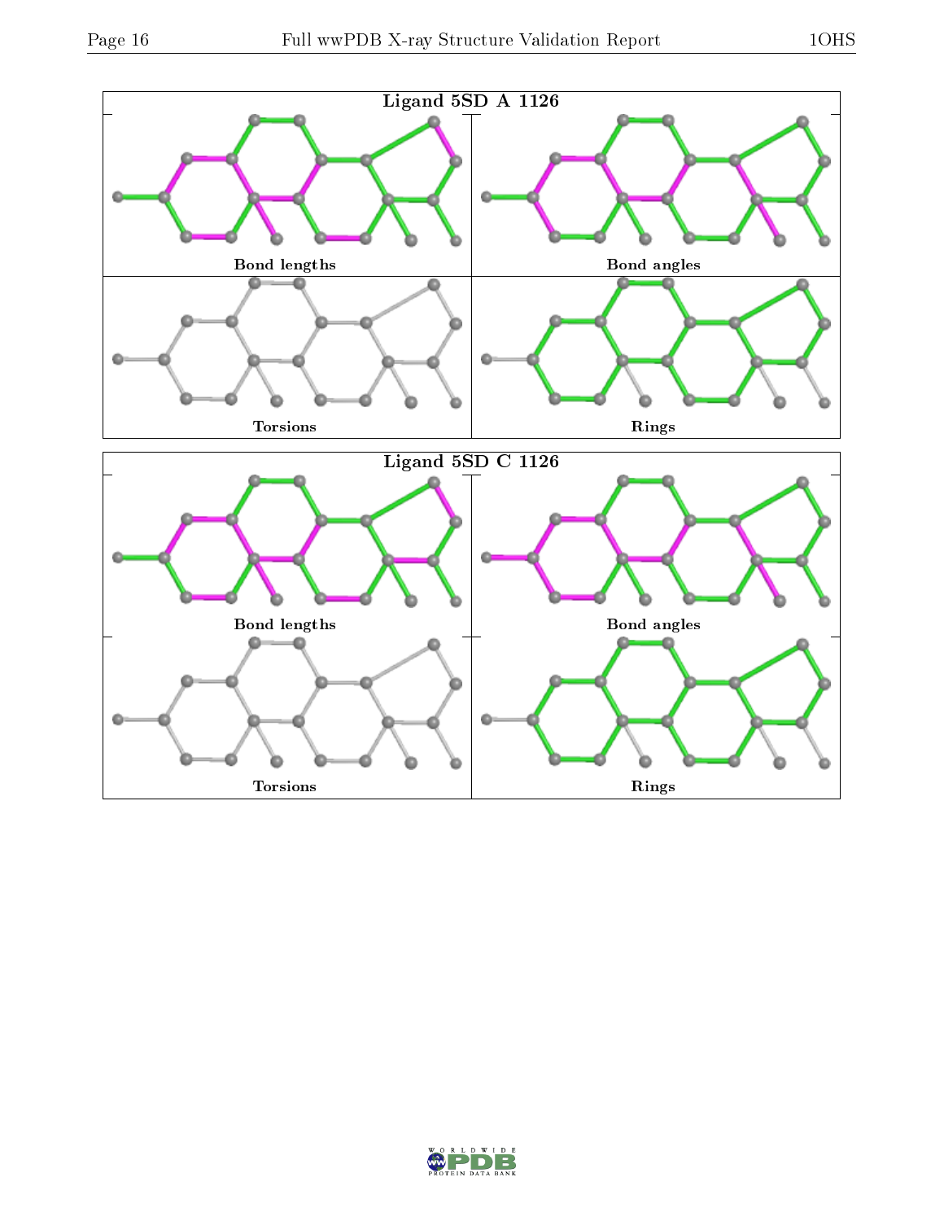Ligand 5SD A 1126

Bond lengths

Bond angles

Torsions

Rings

Ligand 5SD C 1126

Bond lengths

Bond angles

Torsions

Rings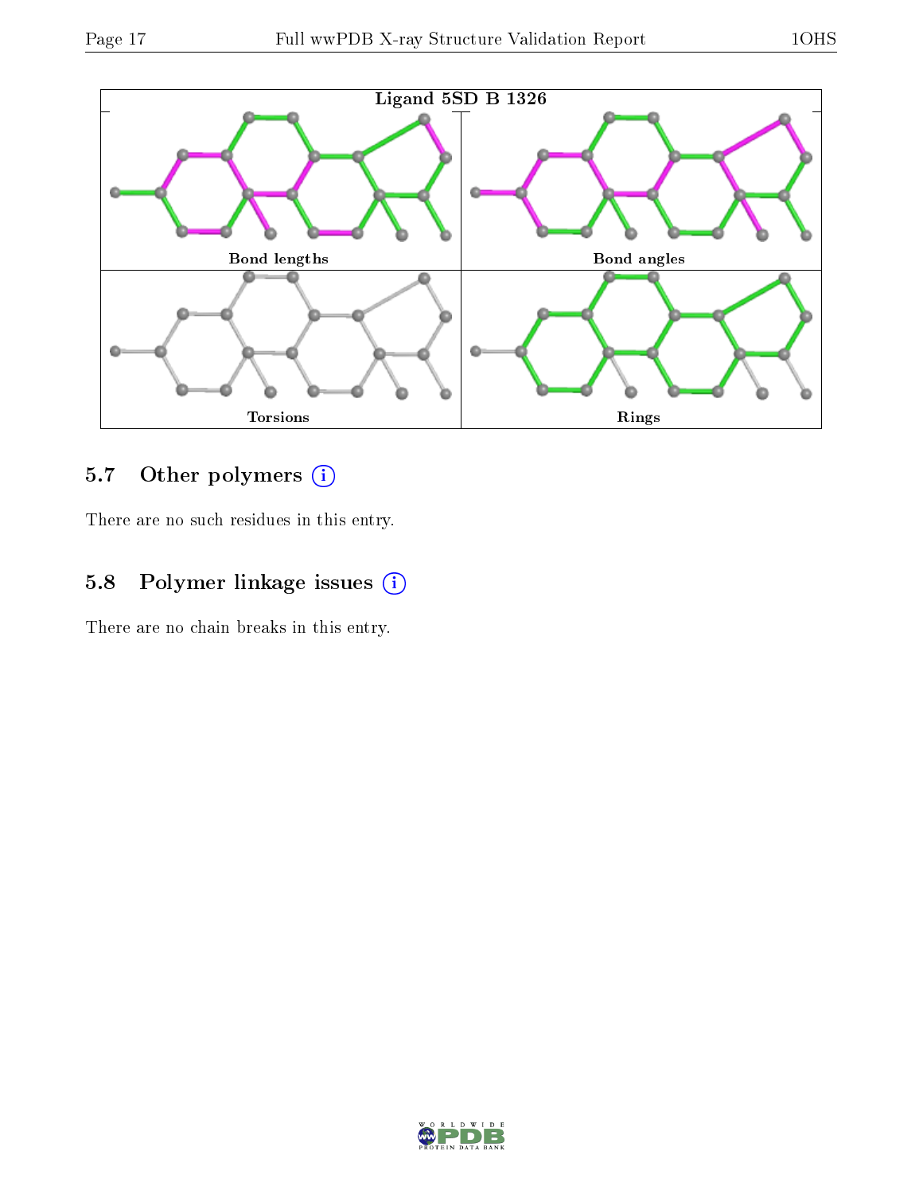Ligand 5SD B 1326

Bond lengths

Bond angles

Torsions

Rings

### 5.7 Other polymers

There are no such residues in this entry.

### 5.8 Polymer linkage issues

There are no chain breaks in this entry.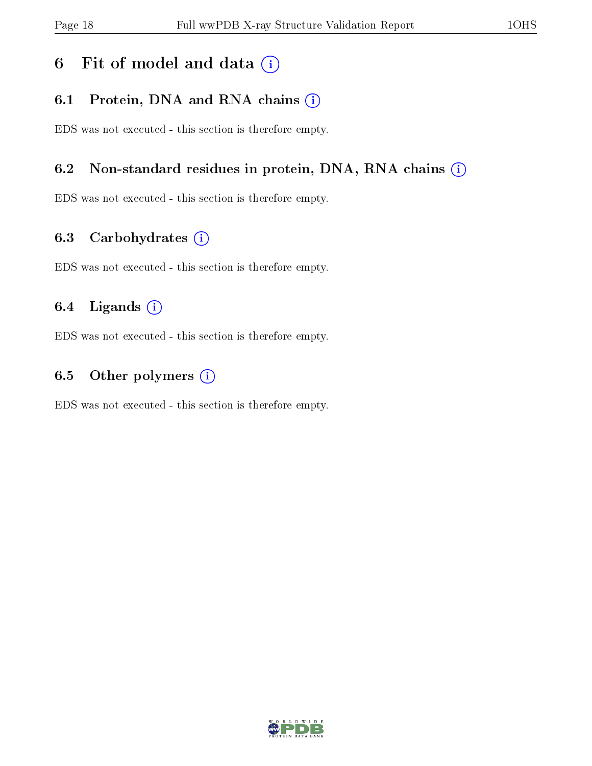# 6 Fit of model and data

## 6.1 Protein, DNA and RNA chains

EDS was not executed - this section is therefore empty.

## 6.2 Non-standard residues in protein, DNA, RNA chains

EDS was not executed - this section is therefore empty.

## 6.3 Carbohydrates

EDS was not executed - this section is therefore empty.

## 6.4 Ligands

EDS was not executed - this section is therefore empty.

## 6.5 Other polymers

EDS was not executed - this section is therefore empty.